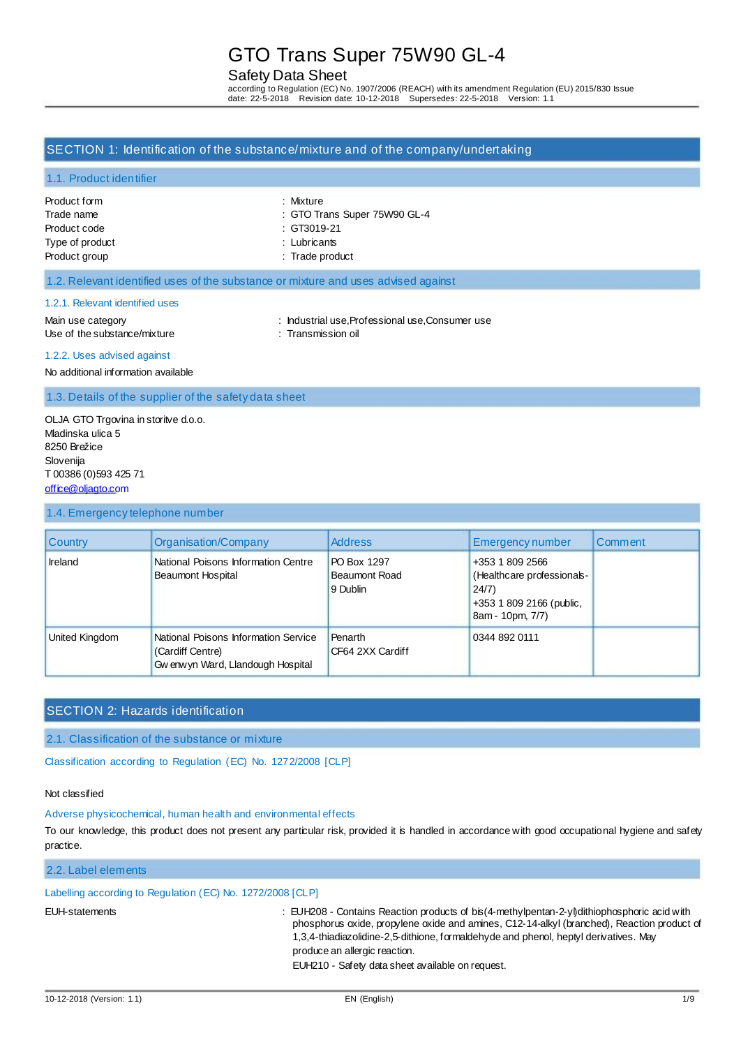# GTO Trans Super 75W90 GL-4

## Safety Data Sheet

according to Regulation (EC) No. 1907/2006 (REACH) with its amendment Regulation (EU) 2015/830 Issue date: 22-5-2018 Revision date: 10-12-2018 Supersedes: 22-5-2018 Version: 1.1

## SECTION 1: Identification of the substance/mixture and of the company/undertaking

### 1.1. Product identifier

Product form : Mixture
Trade name : GTO Trans Super 75W90 GL-4
Product code : GT3019-21
Type of product : Lubricants
Product group : Trade product

### 1.2. Relevant identified uses of the substance or mixture and uses advised against

#### 1.2.1. Relevant identified uses

Main use category : Industrial use,Professional use,Consumer use
Use of the substance/mixture : Transmission oil

#### 1.2.2. Uses advised against

No additional information available

### 1.3. Details of the supplier of the safety data sheet

OLJA GTO Trgovina in storitve d.o.o.
Mladinska ulica 5
8250 Brežice
Slovenija
T 00386 (0)593 425 71
office@oljagto.com

### 1.4. Emergency telephone number

| Country | Organisation/Company | Address | Emergency number | Comment |
|---|---|---|---|---|
| Ireland | National Poisons Information Centre Beaumont Hospital | PO Box 1297 Beaumont Road 9 Dublin | +353 1 809 2566 (Healthcare professionals-24/7) +353 1 809 2166 (public, 8am - 10pm, 7/7) | |
| United Kingdom | National Poisons Information Service (Cardiff Centre) Gwenwyn Ward, Llandough Hospital | Penarth CF64 2XX Cardiff | 0344 892 0111 | |

## SECTION 2: Hazards identification

### 2.1. Classification of the substance or mixture

**Classification according to Regulation (EC) No. 1272/2008 [CLP]**

Not classified

**Adverse physicochemical, human health and environmental effects**

To our knowledge, this product does not present any particular risk, provided it is handled in accordance with good occupational hygiene and safety practice.

### 2.2. Label elements

**Labelling according to Regulation (EC) No. 1272/2008 [CLP]**

EUH-statements : EUH208 - Contains Reaction products of bis(4-methylpentan-2-yl)dithiophosphoric acid with phosphorus oxide, propylene oxide and amines, C12-14-alkyl (branched), Reaction product of 1,3,4-thiadiazolidine-2,5-dithione, formaldehyde and phenol, heptyl derivatives. May produce an allergic reaction.
EUH210 - Safety data sheet available on request.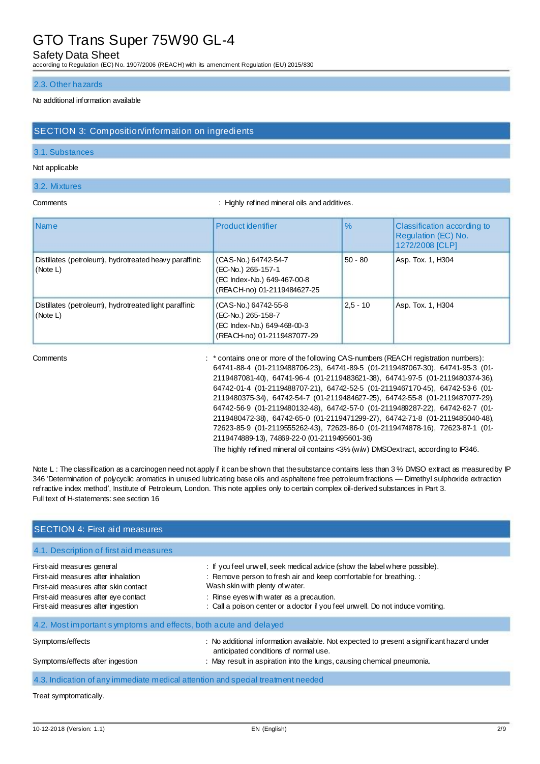### 2.3. Other hazards

No additional information available

## SECTION 3: Composition/information on ingredients

### 3.1. Substances

Not applicable

### 3.2. Mixtures

Comments : Highly refined mineral oils and additives.

| Name | Product identifier | % | Classification according to Regulation (EC) No. 1272/2008 [CLP] |
|---|---|---|---|
| Distillates (petroleum), hydrotreated heavy paraffinic (Note L) | (CAS-No.) 64742-54-7<br>(EC-No.) 265-157-1<br>(EC Index-No.) 649-467-00-8<br>(REACH-no) 01-2119484627-25 | 50 - 80 | Asp. Tox. 1, H304 |
| Distillates (petroleum), hydrotreated light paraffinic (Note L) | (CAS-No.) 64742-55-8<br>(EC-No.) 265-158-7<br>(EC Index-No.) 649-468-00-3<br>(REACH-no) 01-2119487077-29 | 2,5 - 10 | Asp. Tox. 1, H304 |

Comments : * contains one or more of the following CAS-numbers (REACH registration numbers): 64741-88-4 (01-2119488706-23), 64741-89-5 (01-2119487067-30), 64741-95-3 (01-2119487081-40), 64741-96-4 (01-2119483621-38), 64741-97-5 (01-2119480374-36), 64742-01-4 (01-2119488707-21), 64742-52-5 (01-2119467170-45), 64742-53-6 (01-2119480375-34), 64742-54-7 (01-2119484627-25), 64742-55-8 (01-2119487077-29), 64742-56-9 (01-2119480132-48), 64742-57-0 (01-2119489287-22), 64742-62-7 (01-2119480472-38), 64742-65-0 (01-2119471299-27), 64742-71-8 (01-2119485040-48), 72623-85-9 (01-2119555262-43), 72623-86-0 (01-2119474878-16), 72623-87-1 (01-2119474889-13), 74869-22-0 (01-2119495601-36)
The highly refined mineral oil contains <3% (w/w) DMSOextract, according to IP346.

Note L : The classification as a carcinogen need not apply if it can be shown that the substance contains less than 3 % DMSO extract as measured by IP 346 'Determination of polycyclic aromatics in unused lubricating base oils and asphaltene free petroleum fractions — Dimethyl sulphoxide extraction refractive index method', Institute of Petroleum, London. This note applies only to certain complex oil-derived substances in Part 3.
Full text of H-statements: see section 16

## SECTION 4: First aid measures

### 4.1. Description of first aid measures

First-aid measures general : If you feel unwell, seek medical advice (show the label where possible).
First-aid measures after inhalation : Remove person to fresh air and keep comfortable for breathing.
First-aid measures after skin contact : Wash skin with plenty of water.
First-aid measures after eye contact : Rinse eyes with water as a precaution.
First-aid measures after ingestion : Call a poison center or a doctor if you feel unwell. Do not induce vomiting.

### 4.2. Most important symptoms and effects, both acute and delayed

Symptoms/effects : No additional information available. Not expected to present a significant hazard under anticipated conditions of normal use.
Symptoms/effects after ingestion : May result in aspiration into the lungs, causing chemical pneumonia.

### 4.3. Indication of any immediate medical attention and special treatment needed

Treat symptomatically.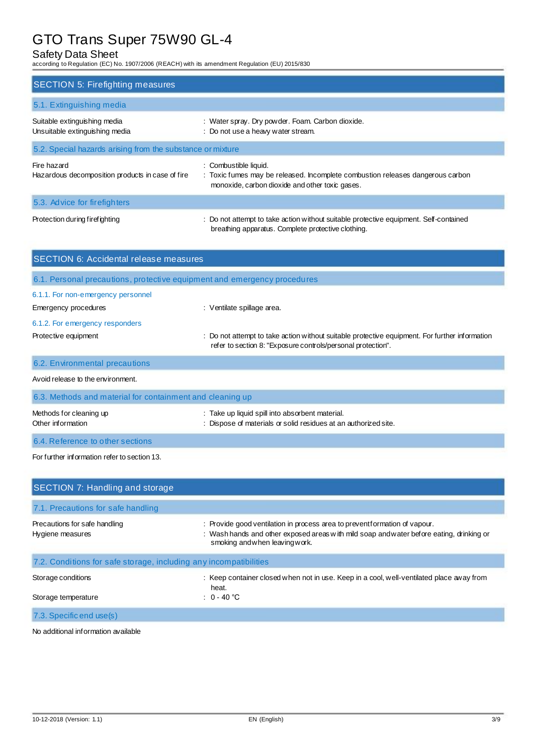## SECTION 5: Firefighting measures

### 5.1. Extinguishing media

| | |
|---|---|
| Suitable extinguishing media | : Water spray. Dry powder. Foam. Carbon dioxide. |
| Unsuitable extinguishing media | : Do not use a heavy water stream. |

### 5.2. Special hazards arising from the substance or mixture

| | |
|---|---|
| Fire hazard | : Combustible liquid. |
| Hazardous decomposition products in case of fire | : Toxic fumes may be released. Incomplete combustion releases dangerous carbon monoxide, carbon dioxide and other toxic gases. |

### 5.3. Advice for firefighters

| | |
|---|---|
| Protection during firefighting | : Do not attempt to take action without suitable protective equipment. Self-contained breathing apparatus. Complete protective clothing. |

## SECTION 6: Accidental release measures

### 6.1. Personal precautions, protective equipment and emergency procedures

#### 6.1.1. For non-emergency personnel

| | |
|---|---|
| Emergency procedures | : Ventilate spillage area. |

#### 6.1.2. For emergency responders

| | |
|---|---|
| Protective equipment | : Do not attempt to take action without suitable protective equipment. For further information refer to section 8: "Exposure controls/personal protection". |

### 6.2. Environmental precautions

Avoid release to the environment.

### 6.3. Methods and material for containment and cleaning up

| | |
|---|---|
| Methods for cleaning up | : Take up liquid spill into absorbent material. |
| Other information | : Dispose of materials or solid residues at an authorized site. |

### 6.4. Reference to other sections

For further information refer to section 13.

## SECTION 7: Handling and storage

### 7.1. Precautions for safe handling

| | |
|---|---|
| Precautions for safe handling | : Provide good ventilation in process area to prevent formation of vapour. |
| Hygiene measures | : Wash hands and other exposed areas with mild soap and water before eating, drinking or smoking and when leaving work. |

### 7.2. Conditions for safe storage, including any incompatibilities

| | |
|---|---|
| Storage conditions | : Keep container closed when not in use. Keep in a cool, well-ventilated place away from heat. |
| Storage temperature | : 0 - 40 °C |

### 7.3. Specific end use(s)

No additional information available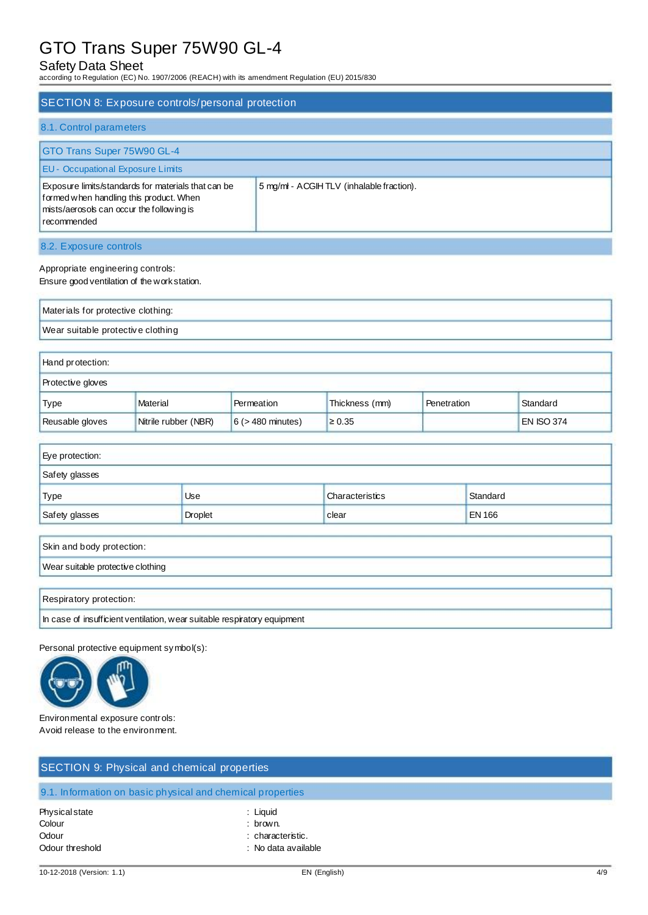## SECTION 8: Exposure controls/personal protection

### 8.1. Control parameters

| GTO Trans Super 75W90 GL-4 | |
|---|---|
| **EU - Occupational Exposure Limits** | |
| Exposure limits/standards for materials that can be formed when handling this product. When mists/aerosols can occur the following is recommended | 5 mg/ml - ACGIH TLV (inhalable fraction). |

### 8.2. Exposure controls

Appropriate engineering controls:
Ensure good ventilation of the work station.

| Materials for protective clothing: |
|---|
| Wear suitable protective clothing |

| Hand protection: | | | | | |
|---|---|---|---|---|---|
| Protective gloves | | | | | |
| Type | Material | Permeation | Thickness (mm) | Penetration | Standard |
| Reusable gloves | Nitrile rubber (NBR) | 6 (> 480 minutes) | ≥ 0.35 | | EN ISO 374 |

| Eye protection: | | | |
|---|---|---|---|
| Safety glasses | | | |
| Type | Use | Characteristics | Standard |
| Safety glasses | Droplet | clear | EN 166 |

| Skin and body protection: |
|---|
| Wear suitable protective clothing |

| Respiratory protection: |
|---|
| In case of insufficient ventilation, wear suitable respiratory equipment |

Personal protective equipment symbol(s):

Environmental exposure controls:
Avoid release to the environment.

## SECTION 9: Physical and chemical properties

### 9.1. Information on basic physical and chemical properties

| | |
|---|---|
| Physical state | : Liquid |
| Colour | : brown. |
| Odour | : characteristic. |
| Odour threshold | : No data available |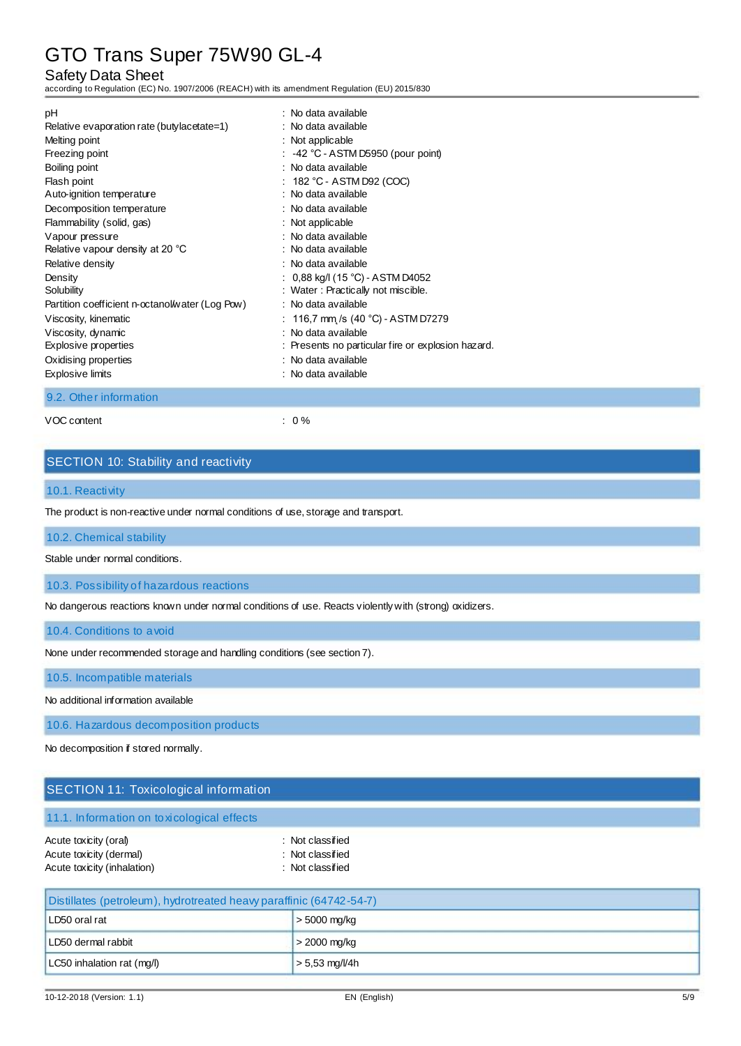| | |
|---|---|
| pH | : No data available |
| Relative evaporation rate (butylacetate=1) | : No data available |
| Melting point | : Not applicable |
| Freezing point | : -42 °C - ASTM D5950 (pour point) |
| Boiling point | : No data available |
| Flash point | : 182 °C - ASTM D92 (COC) |
| Auto-ignition temperature | : No data available |
| Decomposition temperature | : No data available |
| Flammability (solid, gas) | : Not applicable |
| Vapour pressure | : No data available |
| Relative vapour density at 20 °C | : No data available |
| Relative density | : No data available |
| Density | : 0,88 kg/l (15 °C) - ASTM D4052 |
| Solubility | : Water : Practically not miscible. |
| Partition coefficient n-octanol/water (Log Pow) | : No data available |
| Viscosity, kinematic | : 116,7 $mm^2/s$ (40 °C) - ASTM D7279 |
| Viscosity, dynamic | : No data available |
| Explosive properties | : Presents no particular fire or explosion hazard. |
| Oxidising properties | : No data available |
| Explosive limits | : No data available |

### 9.2. Other information

VOC content : 0 %

## SECTION 10: Stability and reactivity

### 10.1. Reactivity

The product is non-reactive under normal conditions of use, storage and transport.

### 10.2. Chemical stability

Stable under normal conditions.

### 10.3. Possibility of hazardous reactions

No dangerous reactions known under normal conditions of use. Reacts violently with (strong) oxidizers.

### 10.4. Conditions to avoid

None under recommended storage and handling conditions (see section 7).

### 10.5. Incompatible materials

No additional information available

### 10.6. Hazardous decomposition products

No decomposition if stored normally.

## SECTION 11: Toxicological information

### 11.1. Information on toxicological effects

| | |
|---|---|
| Acute toxicity (oral) | : Not classified |
| Acute toxicity (dermal) | : Not classified |
| Acute toxicity (inhalation) | : Not classified |

| Distillates (petroleum), hydrotreated heavy paraffinic (64742-54-7) | |
|---|---|
| LD50 oral rat | > 5000 mg/kg |
| LD50 dermal rabbit | > 2000 mg/kg |
| LC50 inhalation rat (mg/l) | > 5,53 mg/l/4h |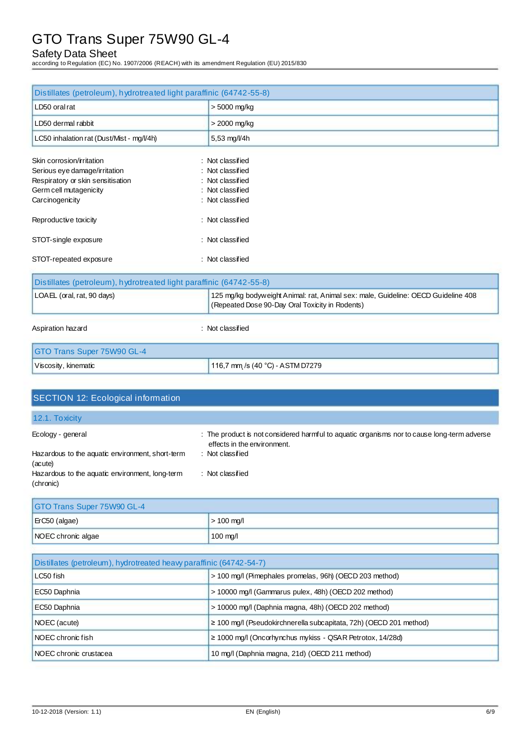| Distillates (petroleum), hydrotreated light paraffinic (64742-55-8) | |
|---|---|
| LD50 oral rat | > 5000 mg/kg |
| LD50 dermal rabbit | > 2000 mg/kg |
| LC50 inhalation rat (Dust/Mist - mg/l/4h) | 5,53 mg/l/4h |

Skin corrosion/irritation : Not classified
Serious eye damage/irritation : Not classified
Respiratory or skin sensitisation : Not classified
Germ cell mutagenicity : Not classified
Carcinogenicity : Not classified

Reproductive toxicity : Not classified

STOT-single exposure : Not classified

STOT-repeated exposure : Not classified

| Distillates (petroleum), hydrotreated light paraffinic (64742-55-8) | |
|---|---|
| LOAEL (oral, rat, 90 days) | 125 mg/kg bodyweight Animal: rat, Animal sex: male, Guideline: OECD Guideline 408 (Repeated Dose 90-Day Oral Toxicity in Rodents) |

Aspiration hazard : Not classified

| GTO Trans Super 75W90 GL-4 | |
|---|---|
| Viscosity, kinematic | 116,7 $mm^2/s$ (40 °C) - ASTM D7279 |

## SECTION 12: Ecological information

### 12.1. Toxicity

Ecology - general : The product is not considered harmful to aquatic organisms nor to cause long-term adverse effects in the environment.
Hazardous to the aquatic environment, short-term (acute) : Not classified
Hazardous to the aquatic environment, long-term (chronic) : Not classified

| GTO Trans Super 75W90 GL-4 | |
|---|---|
| ErC50 (algae) | > 100 mg/l |
| NOEC chronic algae | 100 mg/l |

| Distillates (petroleum), hydrotreated heavy paraffinic (64742-54-7) | |
|---|---|
| LC50 fish | > 100 mg/l (Pimephales promelas, 96h) (OECD 203 method) |
| EC50 Daphnia | > 10000 mg/l (Gammarus pulex, 48h) (OECD 202 method) |
| EC50 Daphnia | > 10000 mg/l (Daphnia magna, 48h) (OECD 202 method) |
| NOEC (acute) | ≥ 100 mg/l (Pseudokirchnerella subcapitata, 72h) (OECD 201 method) |
| NOEC chronic fish | ≥ 1000 mg/l (Oncorhynchus mykiss - QSAR Petrotox, 14/28d) |
| NOEC chronic crustacea | 10 mg/l (Daphnia magna, 21d) (OECD 211 method) |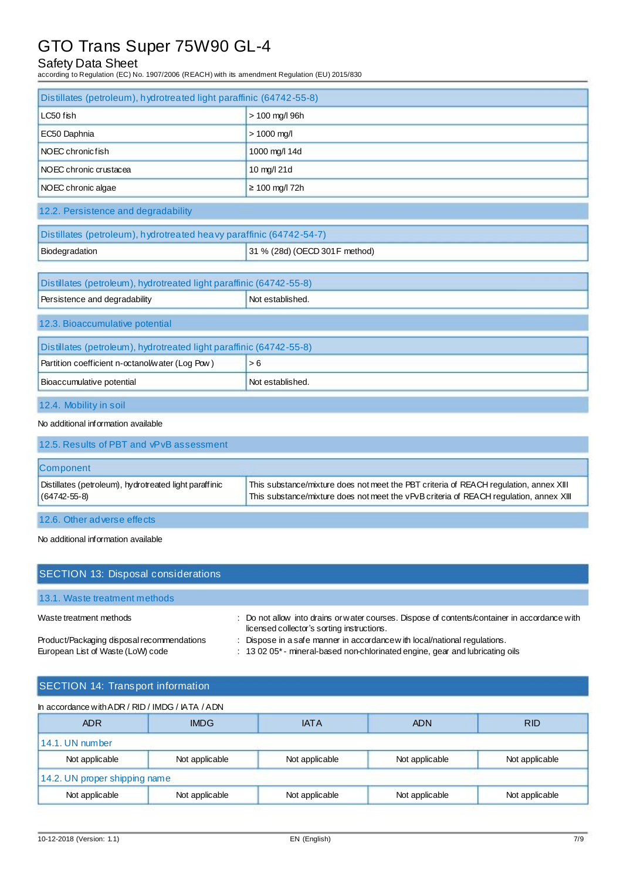| Distillates (petroleum), hydrotreated light paraffinic (64742-55-8) | |
|---|---|
| LC50 fish | > 100 mg/l 96h |
| EC50 Daphnia | > 1000 mg/l |
| NOEC chronic fish | 1000 mg/l 14d |
| NOEC chronic crustacea | 10 mg/l 21d |
| NOEC chronic algae | ≥ 100 mg/l 72h |

### 12.2. Persistence and degradability

| Distillates (petroleum), hydrotreated heavy paraffinic (64742-54-7) | |
|---|---|
| Biodegradation | 31 % (28d) (OECD 301F method) |

| Distillates (petroleum), hydrotreated light paraffinic (64742-55-8) | |
|---|---|
| Persistence and degradability | Not established. |

### 12.3. Bioaccumulative potential

| Distillates (petroleum), hydrotreated light paraffinic (64742-55-8) | |
|---|---|
| Partition coefficient n-octanol/water (Log Pow) | > 6 |
| Bioaccumulative potential | Not established. |

### 12.4. Mobility in soil

No additional information available

### 12.5. Results of PBT and vPvB assessment

| Component | |
|---|---|
| Distillates (petroleum), hydrotreated light paraffinic (64742-55-8) | This substance/mixture does not meet the PBT criteria of REACH regulation, annex XIII<br>This substance/mixture does not meet the vPvB criteria of REACH regulation, annex XIII |

### 12.6. Other adverse effects

No additional information available

## SECTION 13: Disposal considerations

### 13.1. Waste treatment methods

Waste treatment methods : Do not allow into drains or water courses. Dispose of contents/container in accordance with licensed collector's sorting instructions.

Product/Packaging disposal recommendations : Dispose in a safe manner in accordance with local/national regulations.

European List of Waste (LoW) code : 13 02 05* - mineral-based non-chlorinated engine, gear and lubricating oils

## SECTION 14: Transport information

In accordance with ADR / RID / IMDG / IATA / ADN

| ADR | IMDG | IATA | ADN | RID |
|---|---|---|---|---|
| **14.1. UN number** | | | | |
| Not applicable | Not applicable | Not applicable | Not applicable | Not applicable |
| **14.2. UN proper shipping name** | | | | |
| Not applicable | Not applicable | Not applicable | Not applicable | Not applicable |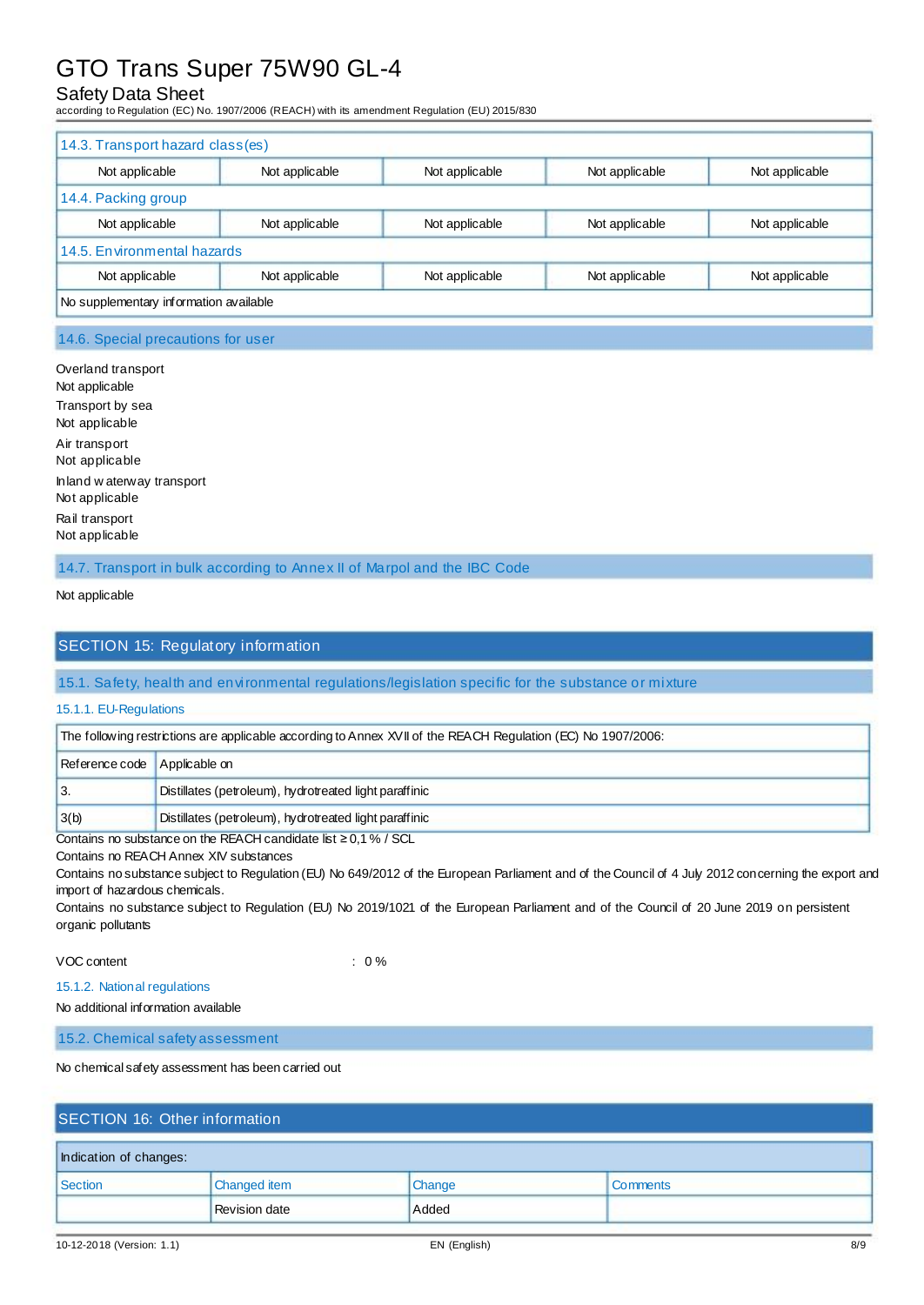| 14.3. Transport hazard class(es) | | | | |
|---|---|---|---|---|
| Not applicable | Not applicable | Not applicable | Not applicable | Not applicable |
| **14.4. Packing group** | | | | |
| Not applicable | Not applicable | Not applicable | Not applicable | Not applicable |
| **14.5. Environmental hazards** | | | | |
| Not applicable | Not applicable | Not applicable | Not applicable | Not applicable |
| No supplementary information available | | | | |

### 14.6. Special precautions for user

Overland transport
Not applicable
Transport by sea
Not applicable
Air transport
Not applicable
Inland waterway transport
Not applicable
Rail transport
Not applicable

### 14.7. Transport in bulk according to Annex II of Marpol and the IBC Code

Not applicable

## SECTION 15: Regulatory information

### 15.1. Safety, health and environmental regulations/legislation specific for the substance or mixture

#### 15.1.1. EU-Regulations

| The following restrictions are applicable according to Annex XVII of the REACH Regulation (EC) No 1907/2006: | |
|---|---|
| Reference code | Applicable on |
| 3. | Distillates (petroleum), hydrotreated light paraffinic |
| 3(b) | Distillates (petroleum), hydrotreated light paraffinic |

Contains no substance on the REACH candidate list ≥ 0,1 % / SCL
Contains no REACH Annex XIV substances
Contains no substance subject to Regulation (EU) No 649/2012 of the European Parliament and of the Council of 4 July 2012 concerning the export and import of hazardous chemicals.
Contains no substance subject to Regulation (EU) No 2019/1021 of the European Parliament and of the Council of 20 June 2019 on persistent organic pollutants

VOC content : 0 %

#### 15.1.2. National regulations

No additional information available

### 15.2. Chemical safety assessment

No chemical safety assessment has been carried out

## SECTION 16: Other information

| Indication of changes: | | | |
|---|---|---|---|
| Section | Changed item | Change | Comments |
| | Revision date | Added | |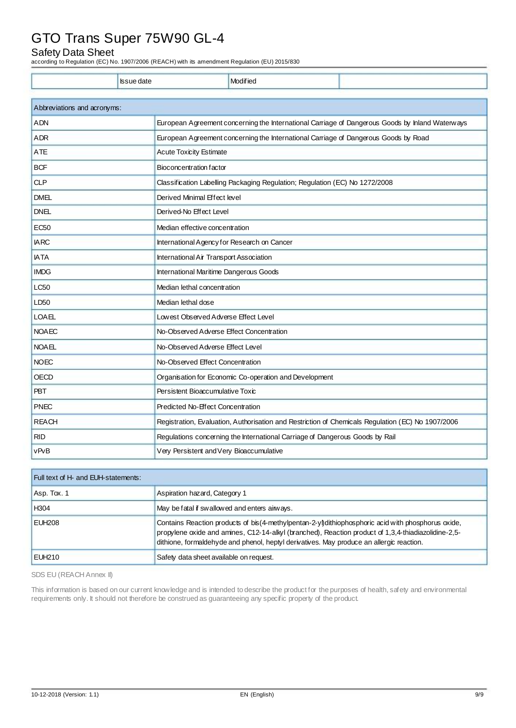| | Issue date | Modified | |
|---|---|---|---|

| Abbreviations and acronyms: | |
|---|---|
| ADN | European Agreement concerning the International Carriage of Dangerous Goods by Inland Waterways |
| ADR | European Agreement concerning the International Carriage of Dangerous Goods by Road |
| ATE | Acute Toxicity Estimate |
| BCF | Bioconcentration factor |
| CLP | Classification Labelling Packaging Regulation; Regulation (EC) No 1272/2008 |
| DMEL | Derived Minimal Effect level |
| DNEL | Derived-No Effect Level |
| EC50 | Median effective concentration |
| IARC | International Agency for Research on Cancer |
| IATA | International Air Transport Association |
| IMDG | International Maritime Dangerous Goods |
| LC50 | Median lethal concentration |
| LD50 | Median lethal dose |
| LOAEL | Lowest Observed Adverse Effect Level |
| NOAEC | No-Observed Adverse Effect Concentration |
| NOAEL | No-Observed Adverse Effect Level |
| NOEC | No-Observed Effect Concentration |
| OECD | Organisation for Economic Co-operation and Development |
| PBT | Persistent Bioaccumulative Toxic |
| PNEC | Predicted No-Effect Concentration |
| REACH | Registration, Evaluation, Authorisation and Restriction of Chemicals Regulation (EC) No 1907/2006 |
| RID | Regulations concerning the International Carriage of Dangerous Goods by Rail |
| vPvB | Very Persistent and Very Bioaccumulative |

| Full text of H- and EUH-statements: | |
|---|---|
| Asp. Tox. 1 | Aspiration hazard, Category 1 |
| H304 | May be fatal if swallowed and enters airways. |
| EUH208 | Contains Reaction products of bis(4-methylpentan-2-yl)dithiophosphoric acid with phosphorus oxide, propylene oxide and amines, C12-14-alkyl (branched), Reaction product of 1,3,4-thiadiazolidine-2,5-dithione, formaldehyde and phenol, heptyl derivatives. May produce an allergic reaction. |
| EUH210 | Safety data sheet available on request. |

SDS EU (REACH Annex II)

This information is based on our current knowledge and is intended to describe the product for the purposes of health, safety and environmental requirements only. It should not therefore be construed as guaranteeing any specific property of the product.